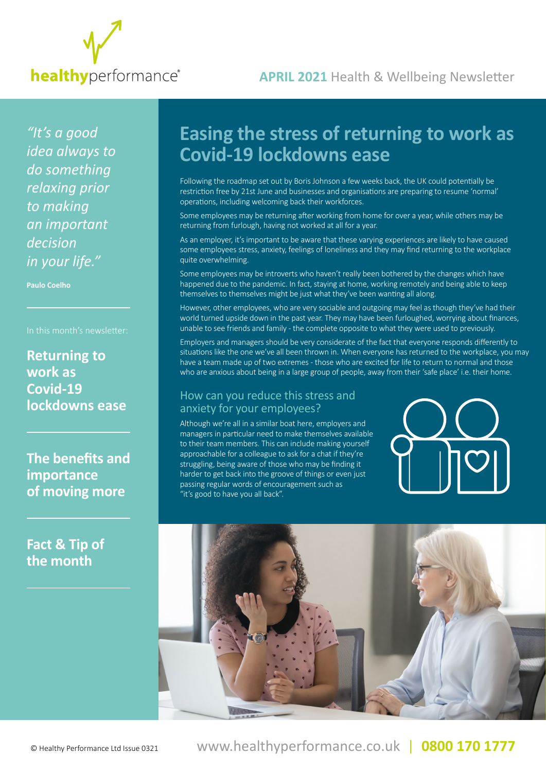healthyperformance®

**APRIL 2021** Health & Wellbeing Newsletter

*"It's a good idea always to do something relaxing prior to making an important decision in your life."*

**Paulo Coelho**

In this month's newsletter:

**Returning to work as Covid-19 lockdowns ease**

**The benefits and importance of moving more**

**Fact & Tip of the month**

# Easing the stress of returning to work as Covid-19 lockdowns ease

Following the roadmap set out by Boris Johnson a few weeks back, the UK could potentially be restriction free by 21st June and businesses and organisations are preparing to resume 'normal' operations, including welcoming back their workforces.

Some employees may be returning after working from home for over a year, while others may be returning from furlough, having not worked at all for a year.

As an employer, it's important to be aware that these varying experiences are likely to have caused some employees stress, anxiety, feelings of loneliness and they may find returning to the workplace quite overwhelming.

Some employees may be introverts who haven't really been bothered by the changes which have happened due to the pandemic. In fact, staying at home, working remotely and being able to keep themselves to themselves might be just what they've been wanting all along.

However, other employees, who are very sociable and outgoing may feel as though they've had their world turned upside down in the past year. They may have been furloughed, worrying about finances, unable to see friends and family - the complete opposite to what they were used to previously.

Employers and managers should be very considerate of the fact that everyone responds differently to situations like the one we've all been thrown in. When everyone has returned to the workplace, you may have a team made up of two extremes - those who are excited for life to return to normal and those who are anxious about being in a large group of people, away from their 'safe place' i.e. their home.

## How can you reduce this stress and anxiety for your employees?

Although we're all in a similar boat here, employers and managers in particular need to make themselves available to their team members. This can include making yourself approachable for a colleague to ask for a chat if they're struggling, being aware of those who may be finding it harder to get back into the groove of things or even just passing regular words of encouragement such as "it's good to have you all back".

© Healthy Performance Ltd Issue 0321

www.healthyperformance.co.uk | **0800 170 1777**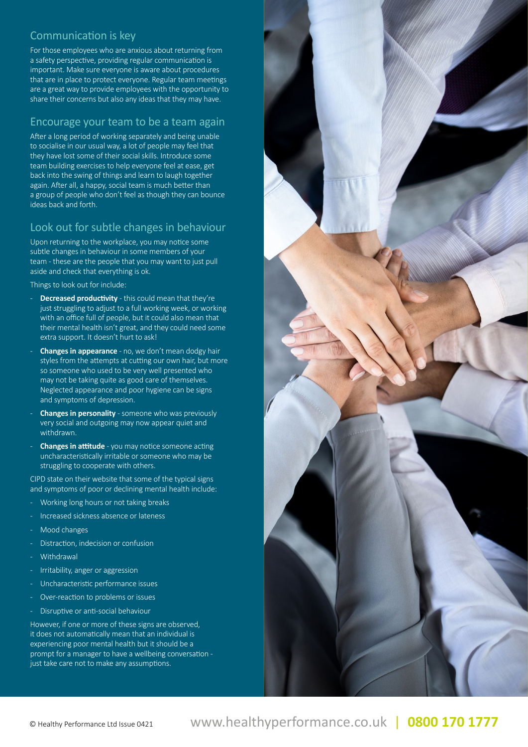## Communication is key

For those employees who are anxious about returning from a safety perspective, providing regular communication is important. Make sure everyone is aware about procedures that are in place to protect everyone. Regular team meetings are a great way to provide employees with the opportunity to share their concerns but also any ideas that they may have.

## Encourage your team to be a team again

After a long period of working separately and being unable to socialise in our usual way, a lot of people may feel that they have lost some of their social skills. Introduce some team building exercises to help everyone feel at ease, get back into the swing of things and learn to laugh together again. After all, a happy, social team is much better than a group of people who don't feel as though they can bounce ideas back and forth.

## Look out for subtle changes in behaviour

Upon returning to the workplace, you may notice some subtle changes in behaviour in some members of your team - these are the people that you may want to just pull aside and check that everything is ok.

Things to look out for include:

- **Decreased productivity** - this could mean that they're just struggling to adjust to a full working week, or working with an office full of people, but it could also mean that their mental health isn't great, and they could need some extra support. It doesn't hurt to ask!
- **Changes in appearance** - no, we don't mean dodgy hair styles from the attempts at cutting our own hair, but more so someone who used to be very well presented who may not be taking quite as good care of themselves. Neglected appearance and poor hygiene can be signs and symptoms of depression.
- **Changes in personality** - someone who was previously very social and outgoing may now appear quiet and withdrawn.
- **Changes in attitude** - you may notice someone acting uncharacteristically irritable or someone who may be struggling to cooperate with others.

CIPD state on their website that some of the typical signs and symptoms of poor or declining mental health include:

- Working long hours or not taking breaks
- Increased sickness absence or lateness
- Mood changes
- Distraction, indecision or confusion
- Withdrawal
- Irritability, anger or aggression
- Uncharacteristic performance issues
- Over-reaction to problems or issues
- Disruptive or anti-social behaviour

However, if one or more of these signs are observed, it does not automatically mean that an individual is experiencing poor mental health but it should be a prompt for a manager to have a wellbeing conversation - just take care not to make any assumptions.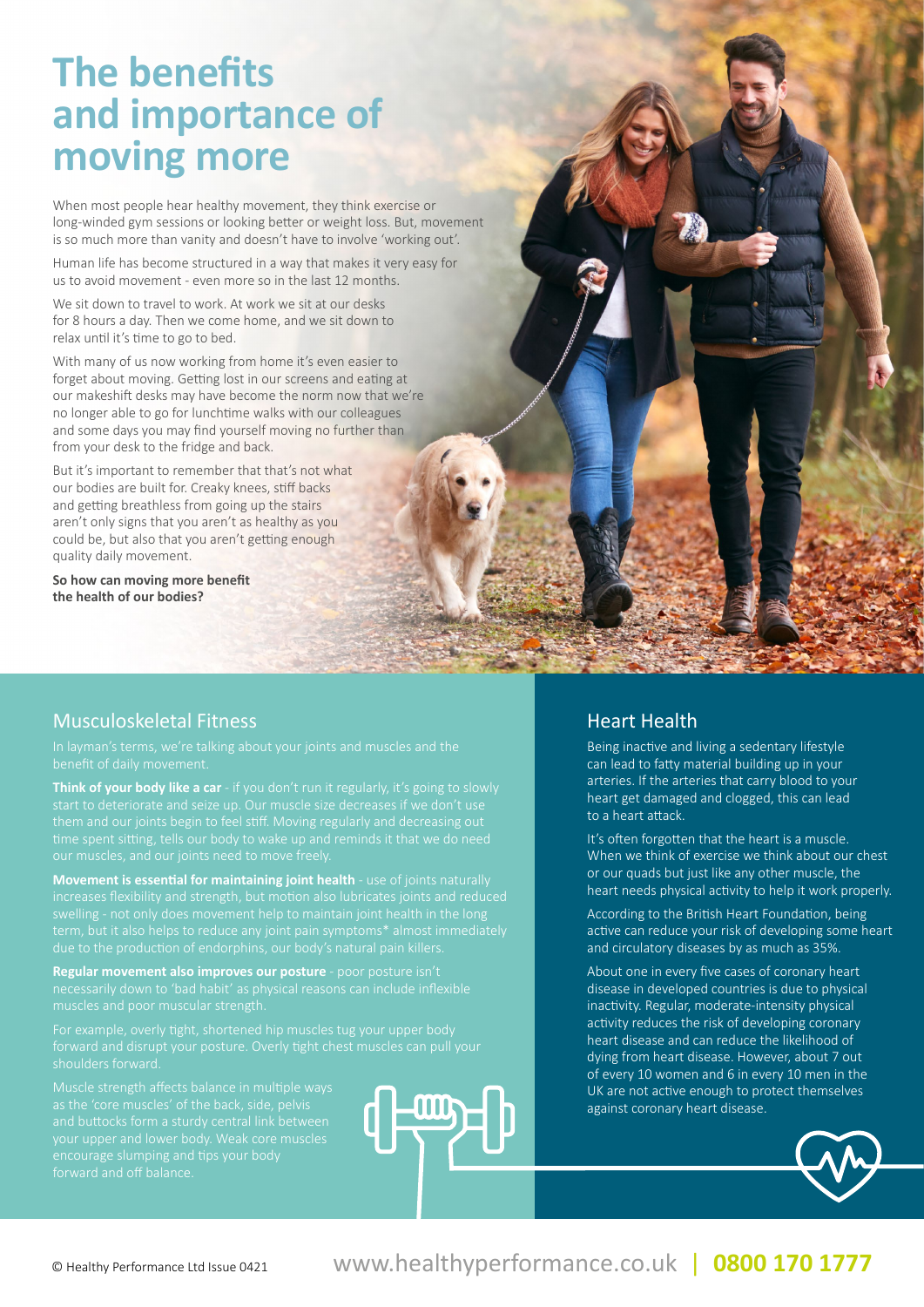# The benefits and importance of moving more

When most people hear healthy movement, they think exercise or long-winded gym sessions or looking better or weight loss. But, movement is so much more than vanity and doesn't have to involve 'working out'.

Human life has become structured in a way that makes it very easy for us to avoid movement - even more so in the last 12 months.

We sit down to travel to work. At work we sit at our desks for 8 hours a day. Then we come home, and we sit down to relax until it's time to go to bed.

With many of us now working from home it's even easier to forget about moving. Getting lost in our screens and eating at our makeshift desks may have become the norm now that we're no longer able to go for lunchtime walks with our colleagues and some days you may find yourself moving no further than from your desk to the fridge and back.

But it's important to remember that that's not what our bodies are built for. Creaky knees, stiff backs and getting breathless from going up the stairs aren't only signs that you aren't as healthy as you could be, but also that you aren't getting enough quality daily movement.

**So how can moving more benefit the health of our bodies?**

## Musculoskeletal Fitness

In layman's terms, we're talking about your joints and muscles and the benefit of daily movement.

**Think of your body like a car** - if you don't run it regularly, it's going to slowly start to deteriorate and seize up. Our muscle size decreases if we don't use them and our joints begin to feel stiff. Moving regularly and decreasing out time spent sitting, tells our body to wake up and reminds it that we do need our muscles, and our joints need to move freely.

**Movement is essential for maintaining joint health** - use of joints naturally increases flexibility and strength, but motion also lubricates joints and reduced swelling - not only does movement help to maintain joint health in the long term, but it also helps to reduce any joint pain symptoms* almost immediately due to the production of endorphins, our body's natural pain killers.

**Regular movement also improves our posture** - poor posture isn't necessarily down to 'bad habit' as physical reasons can include inflexible muscles and poor muscular strength.

For example, overly tight, shortened hip muscles tug your upper body forward and disrupt your posture. Overly tight chest muscles can pull your shoulders forward.

Muscle strength affects balance in multiple ways as the 'core muscles' of the back, side, pelvis and buttocks form a sturdy central link between your upper and lower body. Weak core muscles encourage slumping and tips your body forward and off balance.

## Heart Health

Being inactive and living a sedentary lifestyle can lead to fatty material building up in your arteries. If the arteries that carry blood to your heart get damaged and clogged, this can lead to a heart attack.

It's often forgotten that the heart is a muscle. When we think of exercise we think about our chest or our quads but just like any other muscle, the heart needs physical activity to help it work properly.

According to the British Heart Foundation, being active can reduce your risk of developing some heart and circulatory diseases by as much as 35%.

About one in every five cases of coronary heart disease in developed countries is due to physical inactivity. Regular, moderate-intensity physical activity reduces the risk of developing coronary heart disease and can reduce the likelihood of dying from heart disease. However, about 7 out of every 10 women and 6 in every 10 men in the UK are not active enough to protect themselves against coronary heart disease.

© Healthy Performance Ltd Issue 0421 www.healthyperformance.co.uk | 0800 170 1777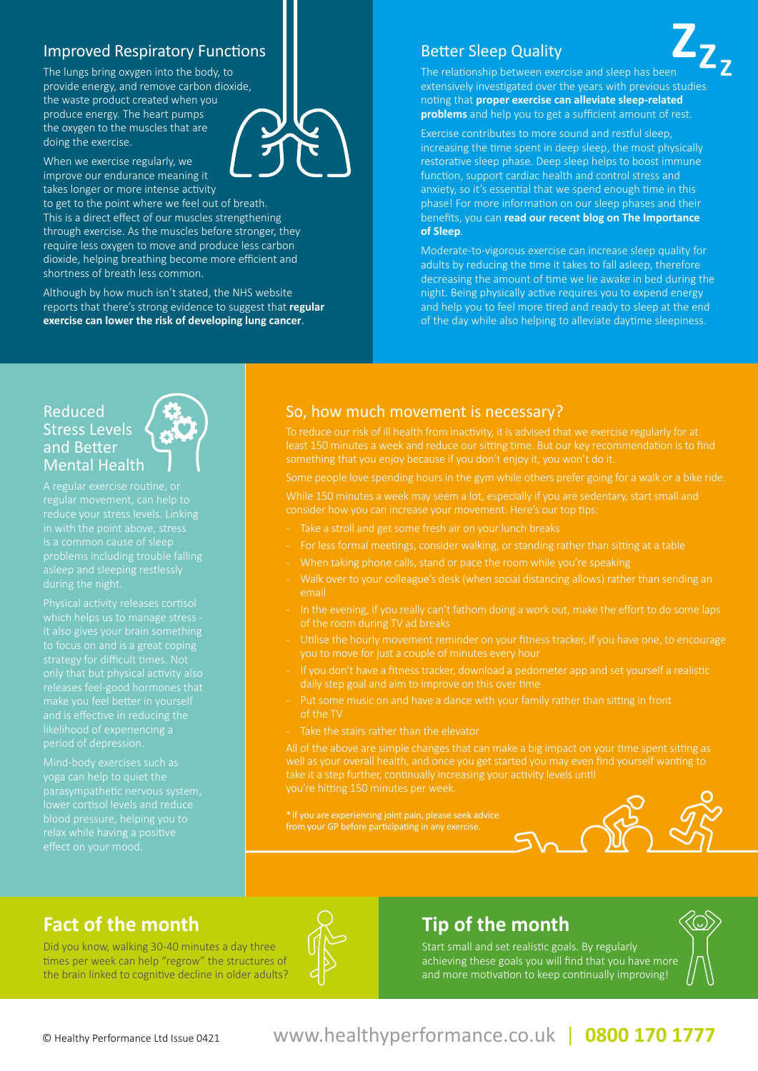## Improved Respiratory Functions

The lungs bring oxygen into the body, to provide energy, and remove carbon dioxide, the waste product created when you produce energy. The heart pumps the oxygen to the muscles that are doing the exercise.

When we exercise regularly, we improve our endurance meaning it takes longer or more intense activity to get to the point where we feel out of breath. This is a direct effect of our muscles strengthening through exercise. As the muscles before stronger, they require less oxygen to move and produce less carbon dioxide, helping breathing become more efficient and shortness of breath less common.

Although by how much isn't stated, the NHS website reports that there's strong evidence to suggest that **regular exercise can lower the risk of developing lung cancer**.

## Better Sleep Quality

The relationship between exercise and sleep has been extensively investigated over the years with previous studies noting that **proper exercise can alleviate sleep-related problems** and help you to get a sufficient amount of rest.

Exercise contributes to more sound and restful sleep, increasing the time spent in deep sleep, the most physically restorative sleep phase. Deep sleep helps to boost immune function, support cardiac health and control stress and anxiety, so it's essential that we spend enough time in this phase! For more information on our sleep phases and their benefits, you can **read our recent blog on The Importance of Sleep**.

Moderate-to-vigorous exercise can increase sleep quality for adults by reducing the time it takes to fall asleep, therefore decreasing the amount of time we lie awake in bed during the night. Being physically active requires you to expend energy and help you to feel more tired and ready to sleep at the end of the day while also helping to alleviate daytime sleepiness.

## Reduced Stress Levels and Better Mental Health

A regular exercise routine, or regular movement, can help to reduce your stress levels. Linking in with the point above, stress is a common cause of sleep problems including trouble falling asleep and sleeping restlessly during the night.

Physical activity releases cortisol which helps us to manage stress - it also gives your brain something to focus on and is a great coping strategy for difficult times. Not only that but physical activity also releases feel-good hormones that make you feel better in yourself and is effective in reducing the likelihood of experiencing a period of depression.

Mind-body exercises such as yoga can help to quiet the parasympathetic nervous system, lower cortisol levels and reduce blood pressure, helping you to relax while having a positive effect on your mood.

## So, how much movement is necessary?

To reduce our risk of ill health from inactivity, it is advised that we exercise regularly for at least 150 minutes a week and reduce our sitting time. But our key recommendation is to find something that you enjoy because if you don't enjoy it, you won't do it.

Some people love spending hours in the gym while others prefer going for a walk or a bike ride.

While 150 minutes a week may seem a lot, especially if you are sedentary, start small and consider how you can increase your movement. Here's our top tips:

- Take a stroll and get some fresh air on your lunch breaks
- For less formal meetings, consider walking, or standing rather than sitting at a table
- When taking phone calls, stand or pace the room while you're speaking
- Walk over to your colleague's desk (when social distancing allows) rather than sending an email
- In the evening, if you really can't fathom doing a work out, make the effort to do some laps of the room during TV ad breaks
- Utilise the hourly movement reminder on your fitness tracker, if you have one, to encourage you to move for just a couple of minutes every hour
- If you don't have a fitness tracker, download a pedometer app and set yourself a realistic daily step goal and aim to improve on this over time
- Put some music on and have a dance with your family rather than sitting in front of the TV
- Take the stairs rather than the elevator

All of the above are simple changes that can make a big impact on your time spent sitting as well as your overall health, and once you get started you may even find yourself wanting to take it a step further, continually increasing your activity levels until you're hitting 150 minutes per week.

* if you are experiencing joint pain, please seek advice from your GP before participating in any exercise.

## Fact of the month

Did you know, walking 30-40 minutes a day three times per week can help "regrow" the structures of the brain linked to cognitive decline in older adults?

## Tip of the month

Start small and set realistic goals. By regularly achieving these goals you will find that you have more and more motivation to keep continually improving!

© Healthy Performance Ltd Issue 0421

www.healthyperformance.co.uk | **0800 170 1777**